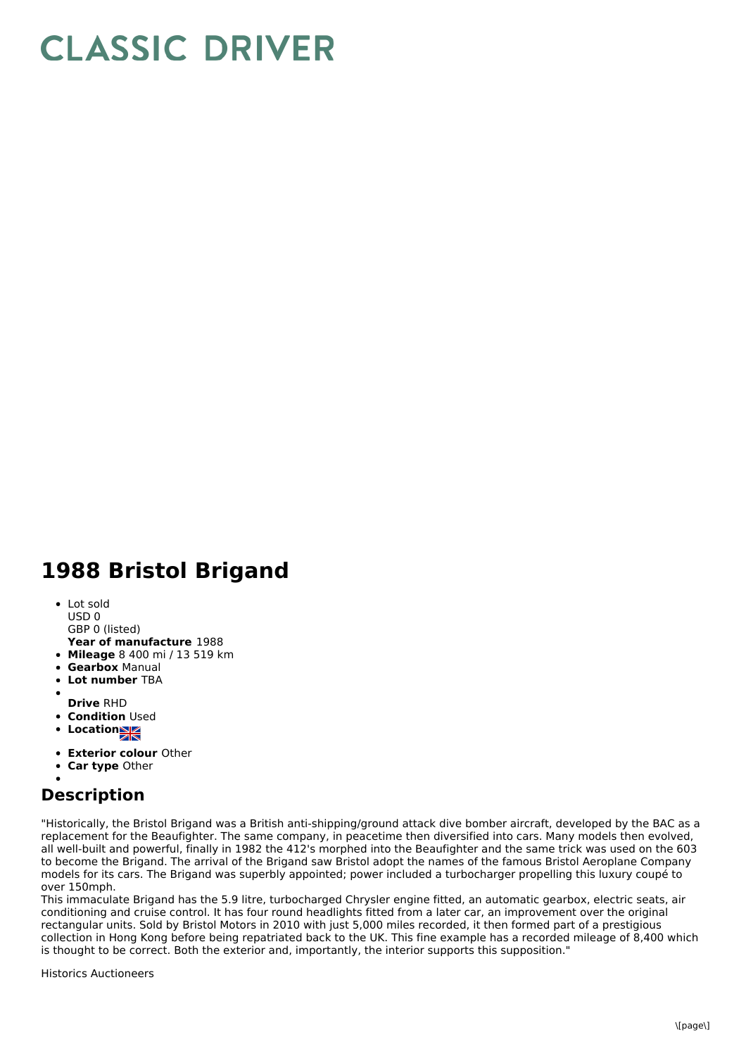# CLASSIC DRIVER

## 1988 Bristol Brigand

- Lot sold
  USD 0
  GBP 0 (listed)
  **Year of manufacture** 1988
- **Mileage** 8 400 mi / 13 519 km
- **Gearbox** Manual
- **Lot number** TBA
-
  **Drive** RHD
- **Condition** Used
- **Location**
- **Exterior colour** Other
- **Car type** Other
-

## Description

"Historically, the Bristol Brigand was a British anti-shipping/ground attack dive bomber aircraft, developed by the BAC as a replacement for the Beaufighter. The same company, in peacetime then diversified into cars. Many models then evolved, all well-built and powerful, finally in 1982 the 412's morphed into the Beaufighter and the same trick was used on the 603 to become the Brigand. The arrival of the Brigand saw Bristol adopt the names of the famous Bristol Aeroplane Company models for its cars. The Brigand was superbly appointed; power included a turbocharger propelling this luxury coupé to over 150mph.
This immaculate Brigand has the 5.9 litre, turbocharged Chrysler engine fitted, an automatic gearbox, electric seats, air conditioning and cruise control. It has four round headlights fitted from a later car, an improvement over the original rectangular units. Sold by Bristol Motors in 2010 with just 5,000 miles recorded, it then formed part of a prestigious collection in Hong Kong before being repatriated back to the UK. This fine example has a recorded mileage of 8,400 which is thought to be correct. Both the exterior and, importantly, the interior supports this supposition."

Historics Auctioneers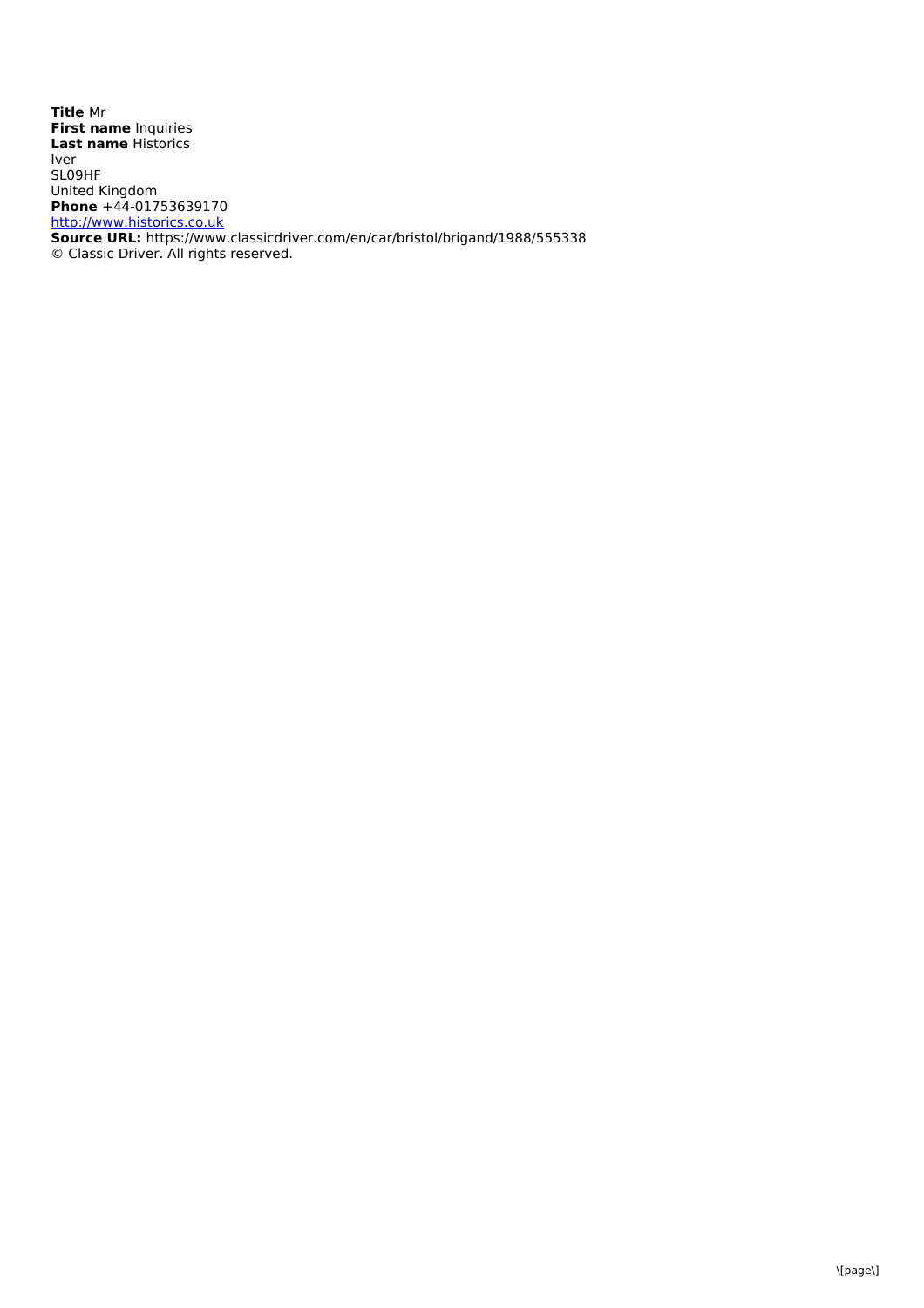**Title** Mr
**First name** Inquiries
**Last name** Historics
Iver
SL09HF
United Kingdom
**Phone** +44-01753639170
[http://www.historics.co.uk](http://www.historics.co.uk)
**Source URL:** https://www.classicdriver.com/en/car/bristol/brigand/1988/555338
© Classic Driver. All rights reserved.